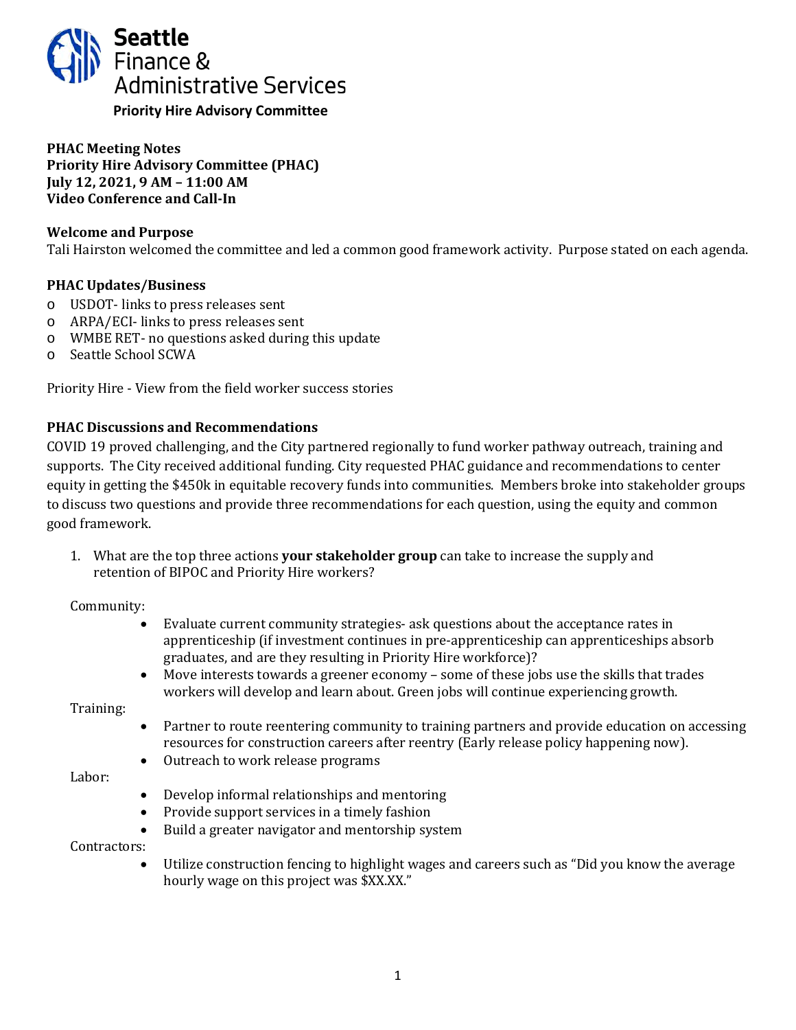**Seattle Finance & Administrative Services**

**Priority Hire Advisory Committee**

**PHAC Meeting Notes**
**Priority Hire Advisory Committee (PHAC)**
**July 12, 2021, 9 AM – 11:00 AM**
**Video Conference and Call-In**

**Welcome and Purpose**
Tali Hairston welcomed the committee and led a common good framework activity. Purpose stated on each agenda.

**PHAC Updates/Business**

- USDOT- links to press releases sent
- ARPA/ECI- links to press releases sent
- WMBE RET- no questions asked during this update
- Seattle School SCWA

Priority Hire - View from the field worker success stories

**PHAC Discussions and Recommendations**
COVID 19 proved challenging, and the City partnered regionally to fund worker pathway outreach, training and supports. The City received additional funding. City requested PHAC guidance and recommendations to center equity in getting the $450k in equitable recovery funds into communities. Members broke into stakeholder groups to discuss two questions and provide three recommendations for each question, using the equity and common good framework.

1. What are the top three actions **your stakeholder group** can take to increase the supply and retention of BIPOC and Priority Hire workers?

   Community:
   - Evaluate current community strategies- ask questions about the acceptance rates in apprenticeship (if investment continues in pre-apprenticeship can apprenticeships absorb graduates, and are they resulting in Priority Hire workforce)?
   - Move interests towards a greener economy – some of these jobs use the skills that trades workers will develop and learn about. Green jobs will continue experiencing growth.

   Training:
   - Partner to route reentering community to training partners and provide education on accessing resources for construction careers after reentry (Early release policy happening now).
   - Outreach to work release programs

   Labor:
   - Develop informal relationships and mentoring
   - Provide support services in a timely fashion
   - Build a greater navigator and mentorship system

   Contractors:
   - Utilize construction fencing to highlight wages and careers such as "Did you know the average hourly wage on this project was $XX.XX."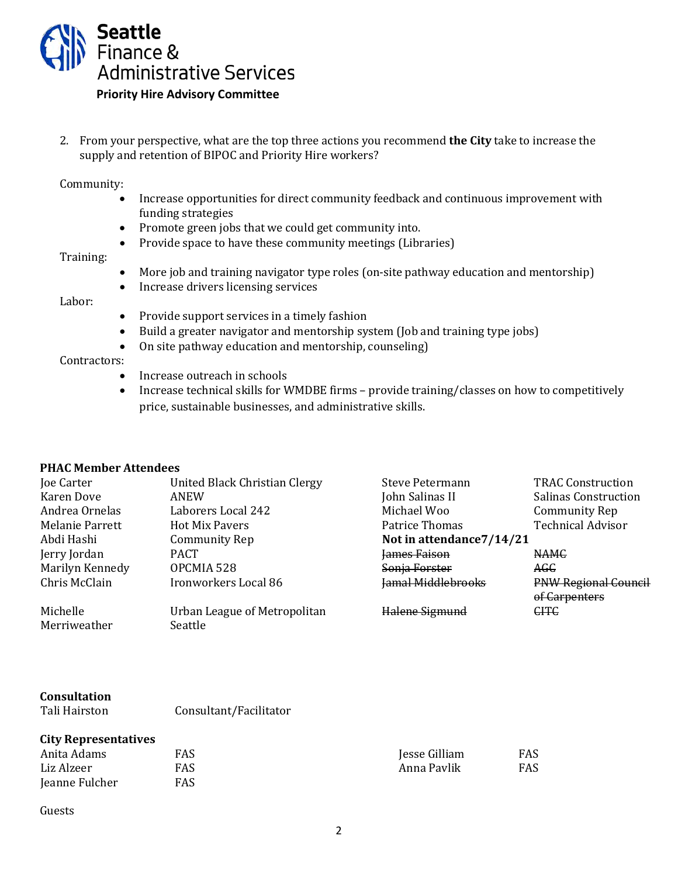**Seattle Finance & Administrative Services**

**Priority Hire Advisory Committee**

2. From your perspective, what are the top three actions you recommend **the City** take to increase the supply and retention of BIPOC and Priority Hire workers?

Community:

- Increase opportunities for direct community feedback and continuous improvement with funding strategies
- Promote green jobs that we could get community into.
- Provide space to have these community meetings (Libraries)

Training:

- More job and training navigator type roles (on-site pathway education and mentorship)
- Increase drivers licensing services

Labor:

- Provide support services in a timely fashion
- Build a greater navigator and mentorship system (Job and training type jobs)
- On site pathway education and mentorship, counseling)

Contractors:

- Increase outreach in schools
- Increase technical skills for WMDBE firms – provide training/classes on how to competitively price, sustainable businesses, and administrative skills.

**PHAC Member Attendees**

| | |
|---|---|
| Joe Carter | United Black Christian Clergy |
| Karen Dove | ANEW |
| Andrea Ornelas | Laborers Local 242 |
| Melanie Parrett | Hot Mix Pavers |
| Abdi Hashi | Community Rep |
| Jerry Jordan | PACT |
| Marilyn Kennedy | OPCMIA 528 |
| Chris McClain | Ironworkers Local 86 |
| Michelle Merriweather | Urban League of Metropolitan Seattle |
| Steve Petermann | TRAC Construction |
| John Salinas II | Salinas Construction |
| Michael Woo | Community Rep |
| Patrice Thomas | Technical Advisor |

**Not in attendance7/14/21**

| | |
|---|---|
| ~~James Faison~~ | ~~NAMC~~ |
| ~~Sonja Forster~~ | ~~AGC~~ |
| ~~Jamal Middlebrooks~~ | ~~PNW Regional Council of Carpenters~~ |
| ~~Halene Sigmund~~ | ~~CITC~~ |

**Consultation**

| | |
|---|---|
| Tali Hairston | Consultant/Facilitator |

**City Representatives**

| | |
|---|---|
| Anita Adams | FAS |
| Liz Alzeer | FAS |
| Jeanne Fulcher | FAS |
| Jesse Gilliam | FAS |
| Anna Pavlik | FAS |

Guests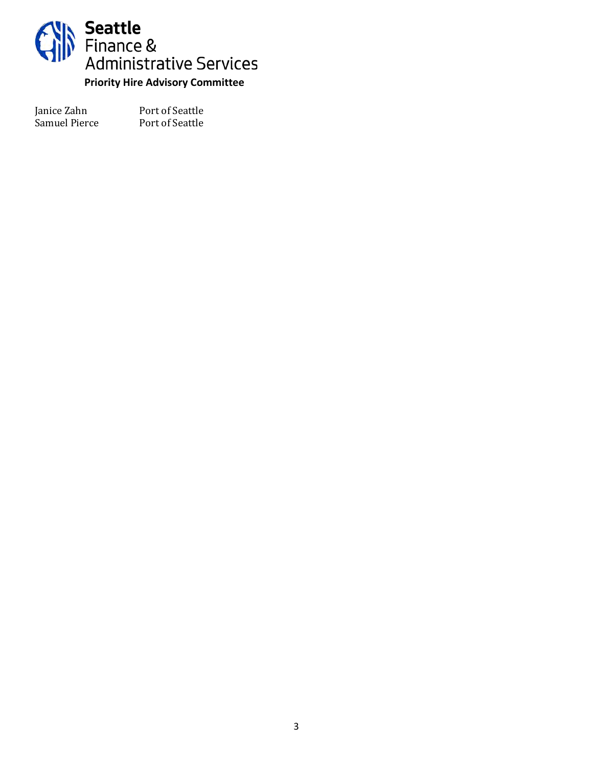| | |
|---|---|
| Janice Zahn | Port of Seattle |
| Samuel Pierce | Port of Seattle |